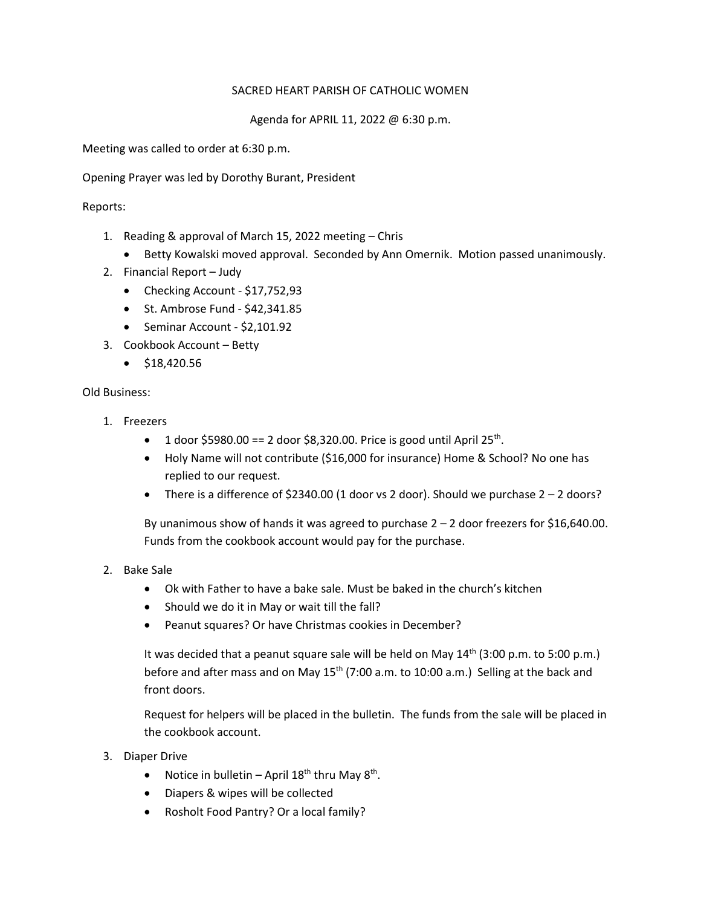SACRED HEART PARISH OF CATHOLIC WOMEN

Agenda for APRIL 11, 2022 @ 6:30 p.m.

Meeting was called to order at 6:30 p.m.

Opening Prayer was led by Dorothy Burant, President

Reports:

1. Reading & approval of March 15, 2022 meeting – Chris
   - Betty Kowalski moved approval. Seconded by Ann Omernik. Motion passed unanimously.
2. Financial Report – Judy
   - Checking Account - $17,752,93
   - St. Ambrose Fund - $42,341.85
   - Seminar Account - $2,101.92
3. Cookbook Account – Betty
   - $18,420.56

Old Business:

1. Freezers
   - 1 door $5980.00 == 2 door $8,320.00. Price is good until April 25th.
   - Holy Name will not contribute ($16,000 for insurance) Home & School? No one has replied to our request.
   - There is a difference of $2340.00 (1 door vs 2 door). Should we purchase 2 – 2 doors?

   By unanimous show of hands it was agreed to purchase 2 – 2 door freezers for $16,640.00. Funds from the cookbook account would pay for the purchase.

2. Bake Sale
   - Ok with Father to have a bake sale. Must be baked in the church's kitchen
   - Should we do it in May or wait till the fall?
   - Peanut squares? Or have Christmas cookies in December?

   It was decided that a peanut square sale will be held on May 14th (3:00 p.m. to 5:00 p.m.) before and after mass and on May 15th (7:00 a.m. to 10:00 a.m.) Selling at the back and front doors.

   Request for helpers will be placed in the bulletin. The funds from the sale will be placed in the cookbook account.

3. Diaper Drive
   - Notice in bulletin – April 18th thru May 8th.
   - Diapers & wipes will be collected
   - Rosholt Food Pantry? Or a local family?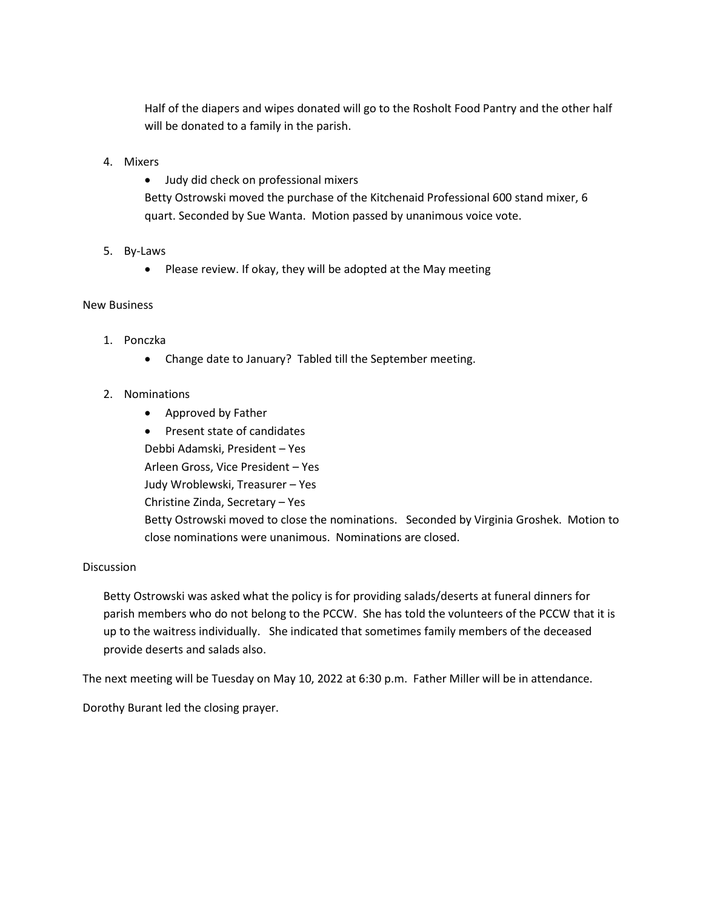Half of the diapers and wipes donated will go to the Rosholt Food Pantry and the other half will be donated to a family in the parish.

4. Mixers
   - Judy did check on professional mixers

   Betty Ostrowski moved the purchase of the Kitchenaid Professional 600 stand mixer, 6 quart. Seconded by Sue Wanta. Motion passed by unanimous voice vote.

5. By-Laws
   - Please review. If okay, they will be adopted at the May meeting

New Business

1. Ponczka
   - Change date to January? Tabled till the September meeting.

2. Nominations
   - Approved by Father
   - Present state of candidates

   Debbi Adamski, President – Yes  
   Arleen Gross, Vice President – Yes  
   Judy Wroblewski, Treasurer – Yes  
   Christine Zinda, Secretary – Yes  
   Betty Ostrowski moved to close the nominations. Seconded by Virginia Groshek. Motion to close nominations were unanimous. Nominations are closed.

Discussion

Betty Ostrowski was asked what the policy is for providing salads/deserts at funeral dinners for parish members who do not belong to the PCCW. She has told the volunteers of the PCCW that it is up to the waitress individually. She indicated that sometimes family members of the deceased provide deserts and salads also.

The next meeting will be Tuesday on May 10, 2022 at 6:30 p.m. Father Miller will be in attendance.

Dorothy Burant led the closing prayer.